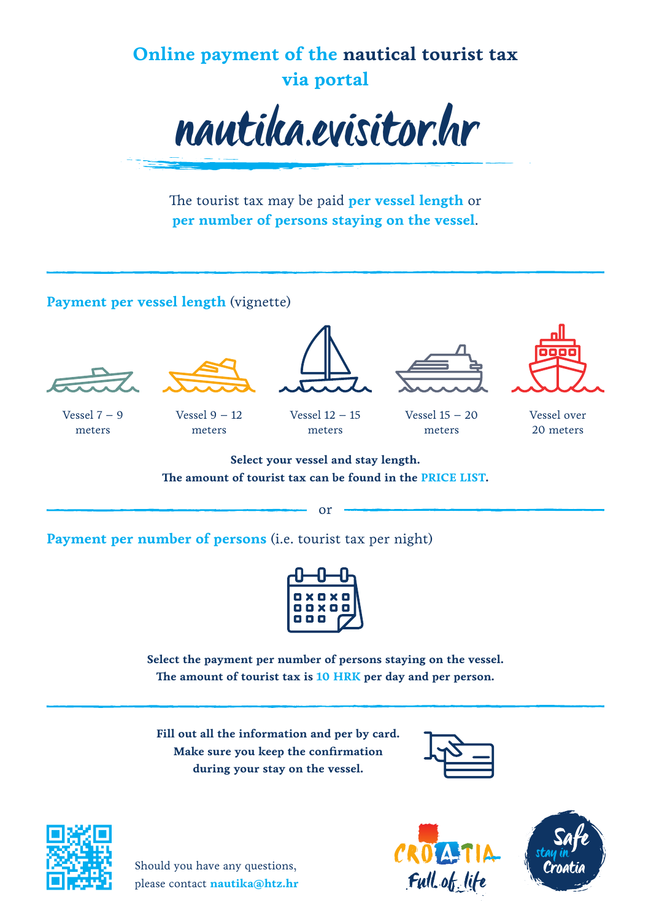# Online payment of the nautical tourist tax via portal

# nautika.evisitor.hr

The tourist tax may be paid **per vessel length** or **per number of persons staying on the vessel**.

---

## Payment per vessel length (vignette)

| Vessel 7 – 9 meters | Vessel 9 – 12 meters | Vessel 12 – 15 meters | Vessel 15 – 20 meters | Vessel over 20 meters |
| --- | --- | --- | --- | --- |

**Select your vessel and stay length.**
**The amount of tourist tax can be found in the PRICE LIST.**

or

## Payment per number of persons (i.e. tourist tax per night)

**Select the payment per number of persons staying on the vessel.**
**The amount of tourist tax is 10 HRK per day and per person.**

---

**Fill out all the information and per by card.**
**Make sure you keep the confirmation during your stay on the vessel.**

Should you have any questions, please contact **nautika@htz.hr**

CROATIA Full of life

Safe stay in Croatia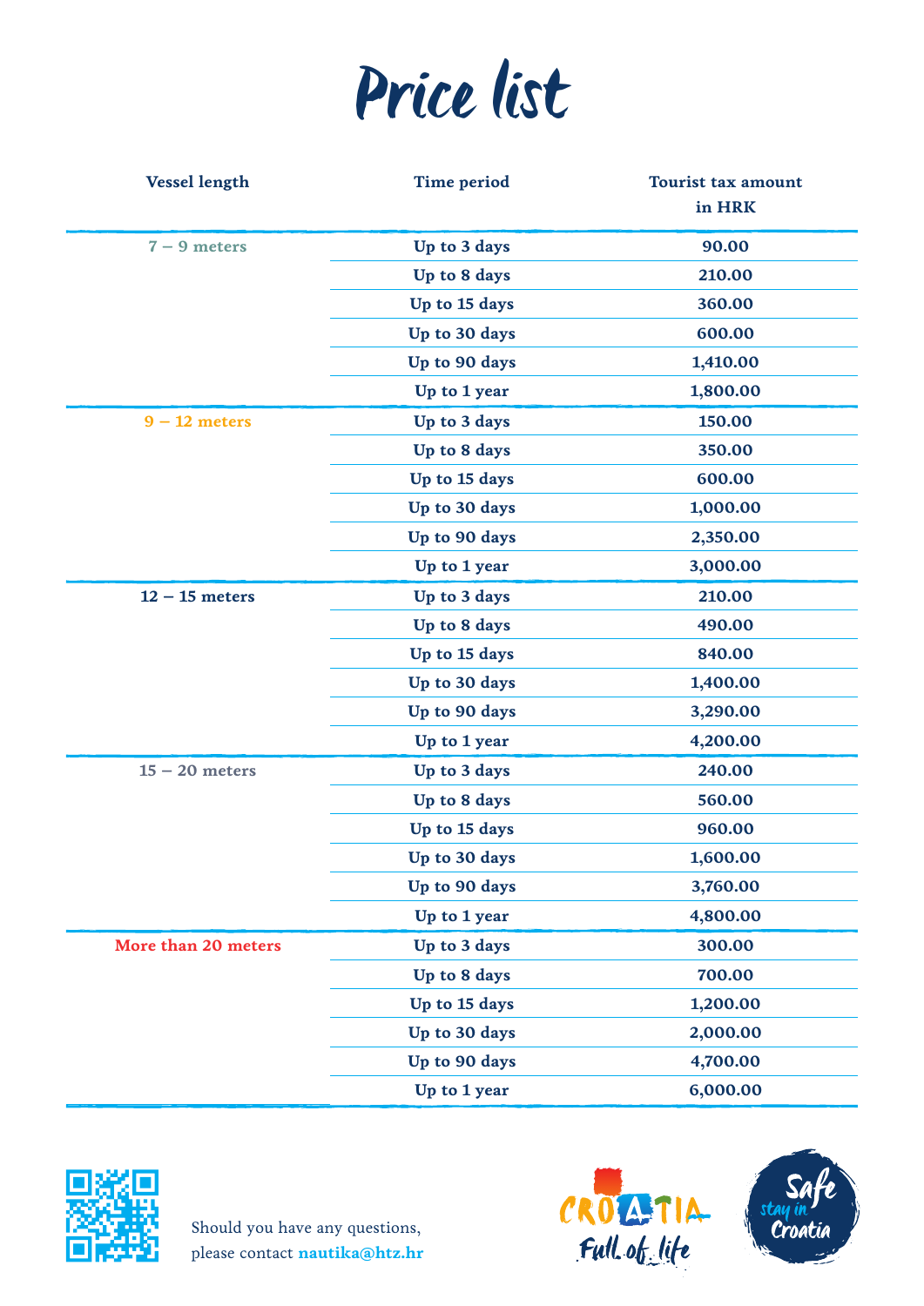# Price list

| Vessel length | Time period | Tourist tax amount in HRK |
|---|---|---|
| 7 – 9 meters | Up to 3 days | 90.00 |
| | Up to 8 days | 210.00 |
| | Up to 15 days | 360.00 |
| | Up to 30 days | 600.00 |
| | Up to 90 days | 1,410.00 |
| | Up to 1 year | 1,800.00 |
| 9 – 12 meters | Up to 3 days | 150.00 |
| | Up to 8 days | 350.00 |
| | Up to 15 days | 600.00 |
| | Up to 30 days | 1,000.00 |
| | Up to 90 days | 2,350.00 |
| | Up to 1 year | 3,000.00 |
| 12 – 15 meters | Up to 3 days | 210.00 |
| | Up to 8 days | 490.00 |
| | Up to 15 days | 840.00 |
| | Up to 30 days | 1,400.00 |
| | Up to 90 days | 3,290.00 |
| | Up to 1 year | 4,200.00 |
| 15 – 20 meters | Up to 3 days | 240.00 |
| | Up to 8 days | 560.00 |
| | Up to 15 days | 960.00 |
| | Up to 30 days | 1,600.00 |
| | Up to 90 days | 3,760.00 |
| | Up to 1 year | 4,800.00 |
| More than 20 meters | Up to 3 days | 300.00 |
| | Up to 8 days | 700.00 |
| | Up to 15 days | 1,200.00 |
| | Up to 30 days | 2,000.00 |
| | Up to 90 days | 4,700.00 |
| | Up to 1 year | 6,000.00 |

Should you have any questions, please contact **nautika@htz.hr**

CROATIA Full of life

Safe stay in Croatia